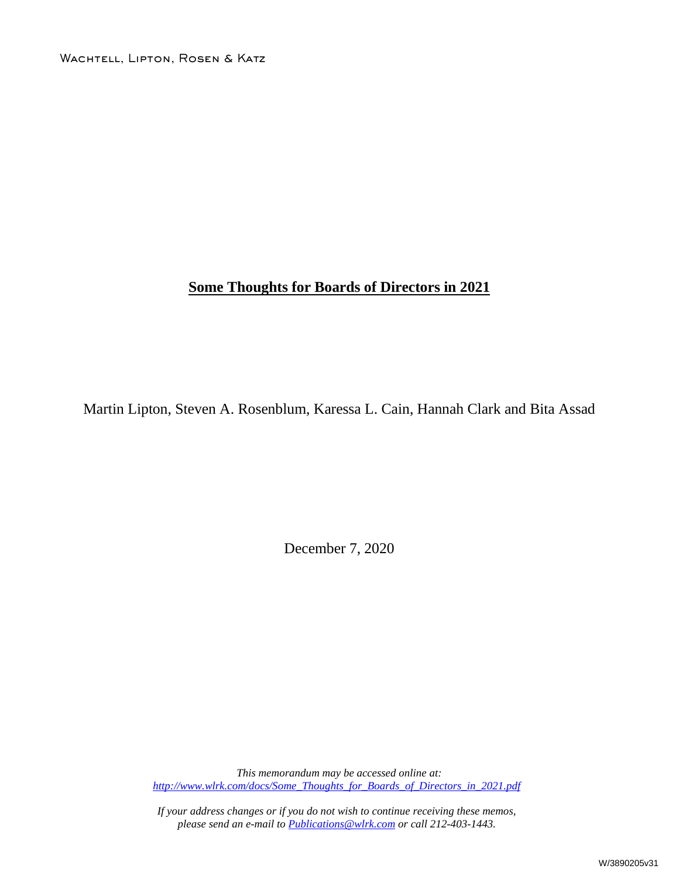Wachtell, Lipton, Rosen & Katz

# Some Thoughts for Boards of Directors in 2021

Martin Lipton, Steven A. Rosenblum, Karessa L. Cain, Hannah Clark and Bita Assad

December 7, 2020

*This memorandum may be accessed online at:*
*[http://www.wlrk.com/docs/Some_Thoughts_for_Boards_of_Directors_in_2021.pdf](http://www.wlrk.com/docs/Some_Thoughts_for_Boards_of_Directors_in_2021.pdf)*

*If your address changes or if you do not wish to continue receiving these memos, please send an e-mail to [Publications@wlrk.com](mailto:Publications@wlrk.com) or call 212-403-1443.*

W/3890205v31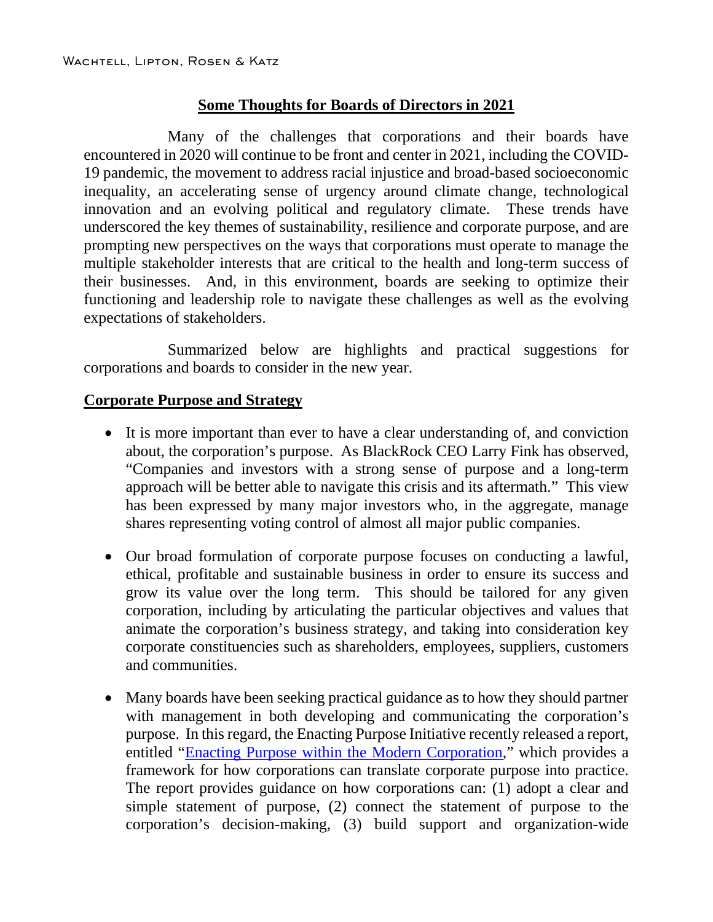# Some Thoughts for Boards of Directors in 2021

Many of the challenges that corporations and their boards have encountered in 2020 will continue to be front and center in 2021, including the COVID-19 pandemic, the movement to address racial injustice and broad-based socioeconomic inequality, an accelerating sense of urgency around climate change, technological innovation and an evolving political and regulatory climate. These trends have underscored the key themes of sustainability, resilience and corporate purpose, and are prompting new perspectives on the ways that corporations must operate to manage the multiple stakeholder interests that are critical to the health and long-term success of their businesses. And, in this environment, boards are seeking to optimize their functioning and leadership role to navigate these challenges as well as the evolving expectations of stakeholders.

Summarized below are highlights and practical suggestions for corporations and boards to consider in the new year.

## Corporate Purpose and Strategy

- It is more important than ever to have a clear understanding of, and conviction about, the corporation's purpose. As BlackRock CEO Larry Fink has observed, "Companies and investors with a strong sense of purpose and a long-term approach will be better able to navigate this crisis and its aftermath." This view has been expressed by many major investors who, in the aggregate, manage shares representing voting control of almost all major public companies.

- Our broad formulation of corporate purpose focuses on conducting a lawful, ethical, profitable and sustainable business in order to ensure its success and grow its value over the long term. This should be tailored for any given corporation, including by articulating the particular objectives and values that animate the corporation's business strategy, and taking into consideration key corporate constituencies such as shareholders, employees, suppliers, customers and communities.

- Many boards have been seeking practical guidance as to how they should partner with management in both developing and communicating the corporation's purpose. In this regard, the Enacting Purpose Initiative recently released a report, entitled "Enacting Purpose within the Modern Corporation," which provides a framework for how corporations can translate corporate purpose into practice. The report provides guidance on how corporations can: (1) adopt a clear and simple statement of purpose, (2) connect the statement of purpose to the corporation's decision-making, (3) build support and organization-wide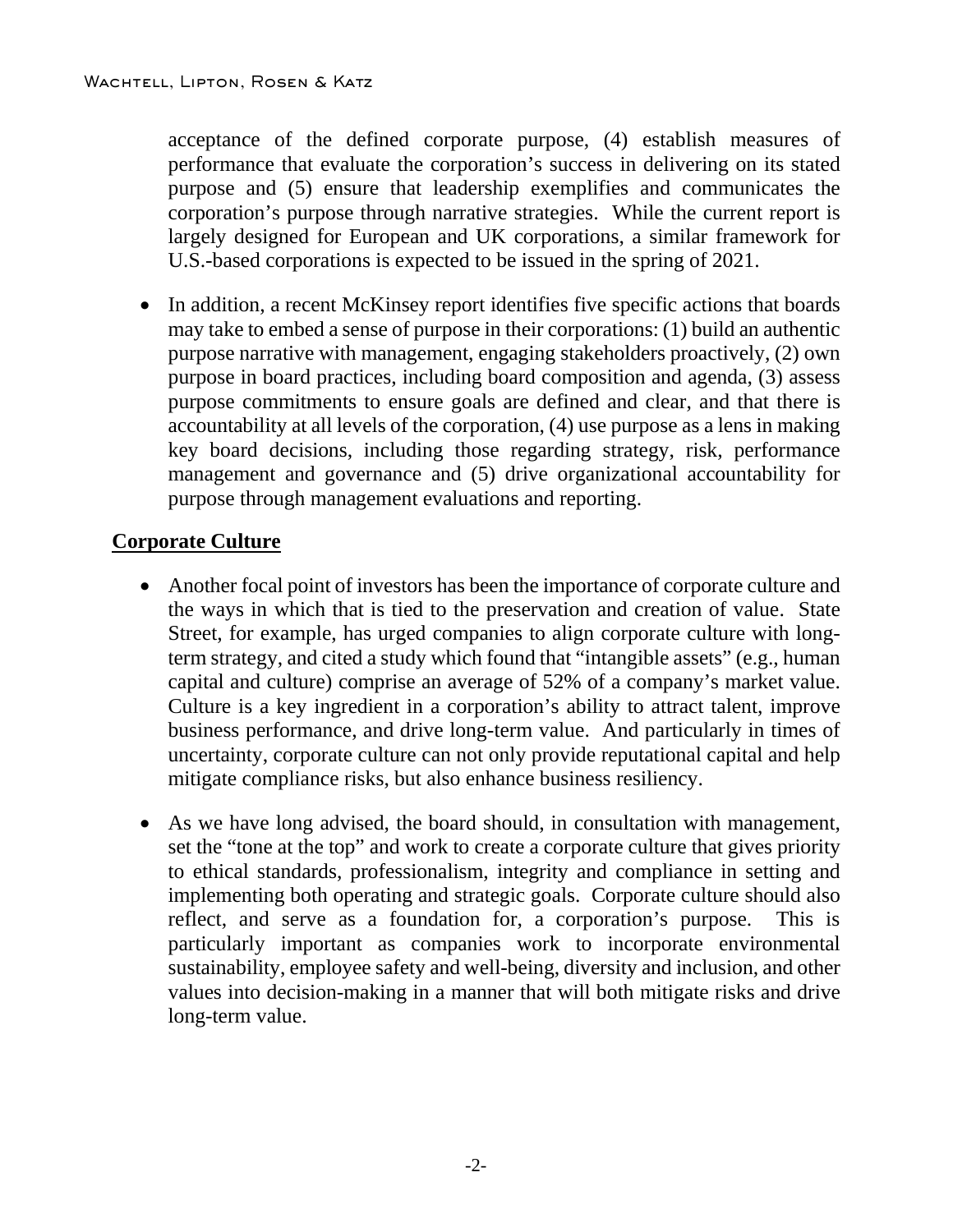acceptance of the defined corporate purpose, (4) establish measures of performance that evaluate the corporation's success in delivering on its stated purpose and (5) ensure that leadership exemplifies and communicates the corporation's purpose through narrative strategies. While the current report is largely designed for European and UK corporations, a similar framework for U.S.-based corporations is expected to be issued in the spring of 2021.

- In addition, a recent McKinsey report identifies five specific actions that boards may take to embed a sense of purpose in their corporations: (1) build an authentic purpose narrative with management, engaging stakeholders proactively, (2) own purpose in board practices, including board composition and agenda, (3) assess purpose commitments to ensure goals are defined and clear, and that there is accountability at all levels of the corporation, (4) use purpose as a lens in making key board decisions, including those regarding strategy, risk, performance management and governance and (5) drive organizational accountability for purpose through management evaluations and reporting.

**Corporate Culture**

- Another focal point of investors has been the importance of corporate culture and the ways in which that is tied to the preservation and creation of value. State Street, for example, has urged companies to align corporate culture with long-term strategy, and cited a study which found that "intangible assets" (e.g., human capital and culture) comprise an average of 52% of a company's market value. Culture is a key ingredient in a corporation's ability to attract talent, improve business performance, and drive long-term value. And particularly in times of uncertainty, corporate culture can not only provide reputational capital and help mitigate compliance risks, but also enhance business resiliency.

- As we have long advised, the board should, in consultation with management, set the "tone at the top" and work to create a corporate culture that gives priority to ethical standards, professionalism, integrity and compliance in setting and implementing both operating and strategic goals. Corporate culture should also reflect, and serve as a foundation for, a corporation's purpose. This is particularly important as companies work to incorporate environmental sustainability, employee safety and well-being, diversity and inclusion, and other values into decision-making in a manner that will both mitigate risks and drive long-term value.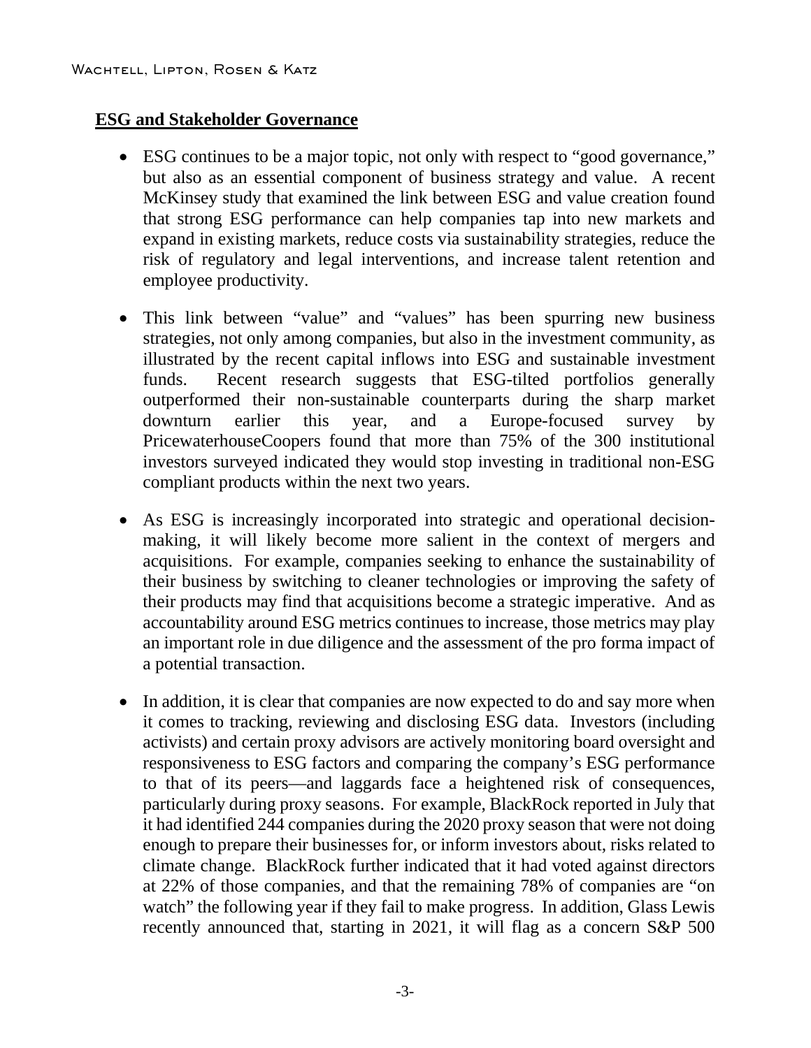**ESG and Stakeholder Governance**

- ESG continues to be a major topic, not only with respect to "good governance," but also as an essential component of business strategy and value. A recent McKinsey study that examined the link between ESG and value creation found that strong ESG performance can help companies tap into new markets and expand in existing markets, reduce costs via sustainability strategies, reduce the risk of regulatory and legal interventions, and increase talent retention and employee productivity.

- This link between "value" and "values" has been spurring new business strategies, not only among companies, but also in the investment community, as illustrated by the recent capital inflows into ESG and sustainable investment funds. Recent research suggests that ESG-tilted portfolios generally outperformed their non-sustainable counterparts during the sharp market downturn earlier this year, and a Europe-focused survey by PricewaterhouseCoopers found that more than 75% of the 300 institutional investors surveyed indicated they would stop investing in traditional non-ESG compliant products within the next two years.

- As ESG is increasingly incorporated into strategic and operational decision-making, it will likely become more salient in the context of mergers and acquisitions. For example, companies seeking to enhance the sustainability of their business by switching to cleaner technologies or improving the safety of their products may find that acquisitions become a strategic imperative. And as accountability around ESG metrics continues to increase, those metrics may play an important role in due diligence and the assessment of the pro forma impact of a potential transaction.

- In addition, it is clear that companies are now expected to do and say more when it comes to tracking, reviewing and disclosing ESG data. Investors (including activists) and certain proxy advisors are actively monitoring board oversight and responsiveness to ESG factors and comparing the company's ESG performance to that of its peers—and laggards face a heightened risk of consequences, particularly during proxy seasons. For example, BlackRock reported in July that it had identified 244 companies during the 2020 proxy season that were not doing enough to prepare their businesses for, or inform investors about, risks related to climate change. BlackRock further indicated that it had voted against directors at 22% of those companies, and that the remaining 78% of companies are "on watch" the following year if they fail to make progress. In addition, Glass Lewis recently announced that, starting in 2021, it will flag as a concern S&P 500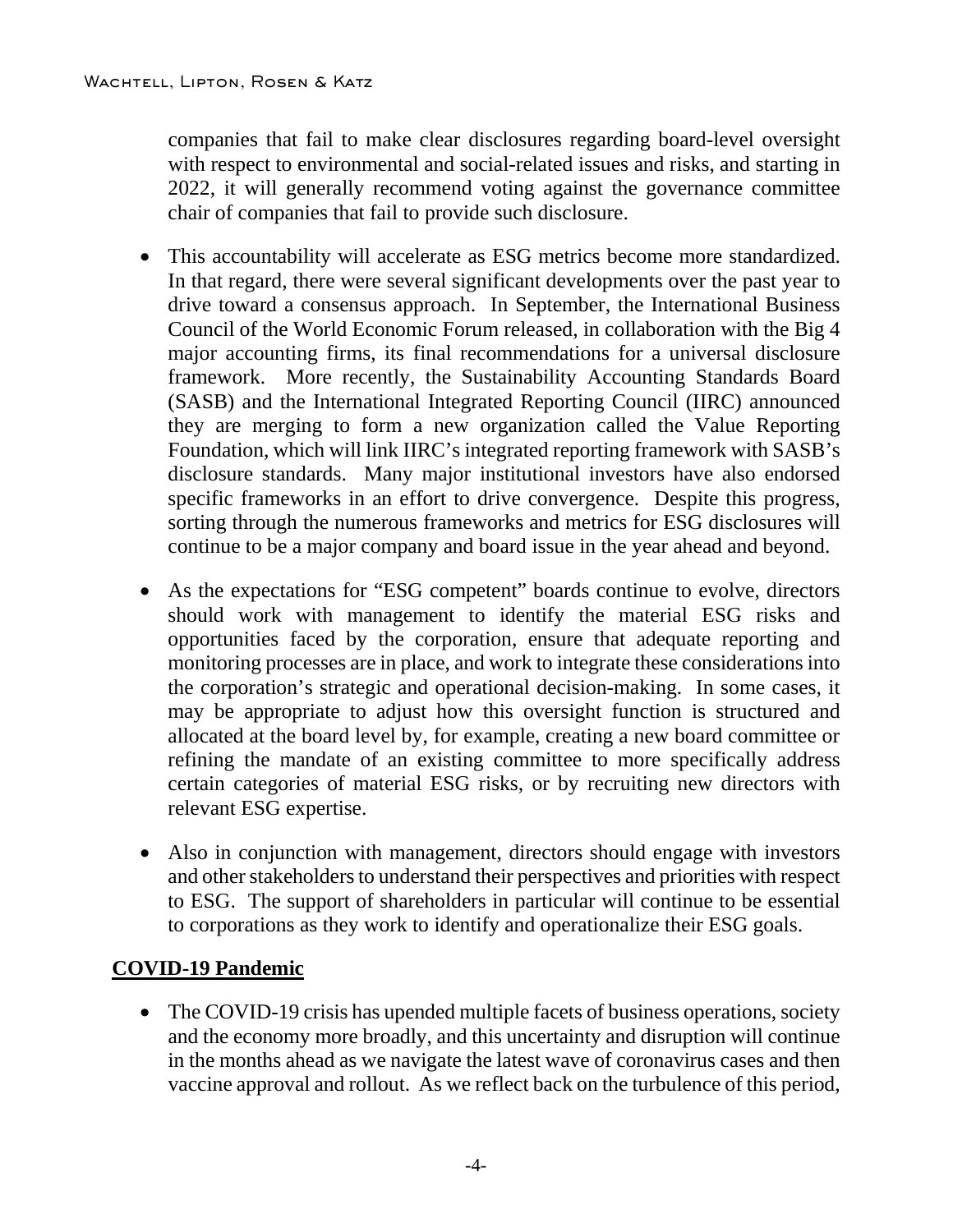companies that fail to make clear disclosures regarding board-level oversight with respect to environmental and social-related issues and risks, and starting in 2022, it will generally recommend voting against the governance committee chair of companies that fail to provide such disclosure.

- This accountability will accelerate as ESG metrics become more standardized. In that regard, there were several significant developments over the past year to drive toward a consensus approach. In September, the International Business Council of the World Economic Forum released, in collaboration with the Big 4 major accounting firms, its final recommendations for a universal disclosure framework. More recently, the Sustainability Accounting Standards Board (SASB) and the International Integrated Reporting Council (IIRC) announced they are merging to form a new organization called the Value Reporting Foundation, which will link IIRC's integrated reporting framework with SASB's disclosure standards. Many major institutional investors have also endorsed specific frameworks in an effort to drive convergence. Despite this progress, sorting through the numerous frameworks and metrics for ESG disclosures will continue to be a major company and board issue in the year ahead and beyond.

- As the expectations for "ESG competent" boards continue to evolve, directors should work with management to identify the material ESG risks and opportunities faced by the corporation, ensure that adequate reporting and monitoring processes are in place, and work to integrate these considerations into the corporation's strategic and operational decision-making. In some cases, it may be appropriate to adjust how this oversight function is structured and allocated at the board level by, for example, creating a new board committee or refining the mandate of an existing committee to more specifically address certain categories of material ESG risks, or by recruiting new directors with relevant ESG expertise.

- Also in conjunction with management, directors should engage with investors and other stakeholders to understand their perspectives and priorities with respect to ESG. The support of shareholders in particular will continue to be essential to corporations as they work to identify and operationalize their ESG goals.

## COVID-19 Pandemic

- The COVID-19 crisis has upended multiple facets of business operations, society and the economy more broadly, and this uncertainty and disruption will continue in the months ahead as we navigate the latest wave of coronavirus cases and then vaccine approval and rollout. As we reflect back on the turbulence of this period,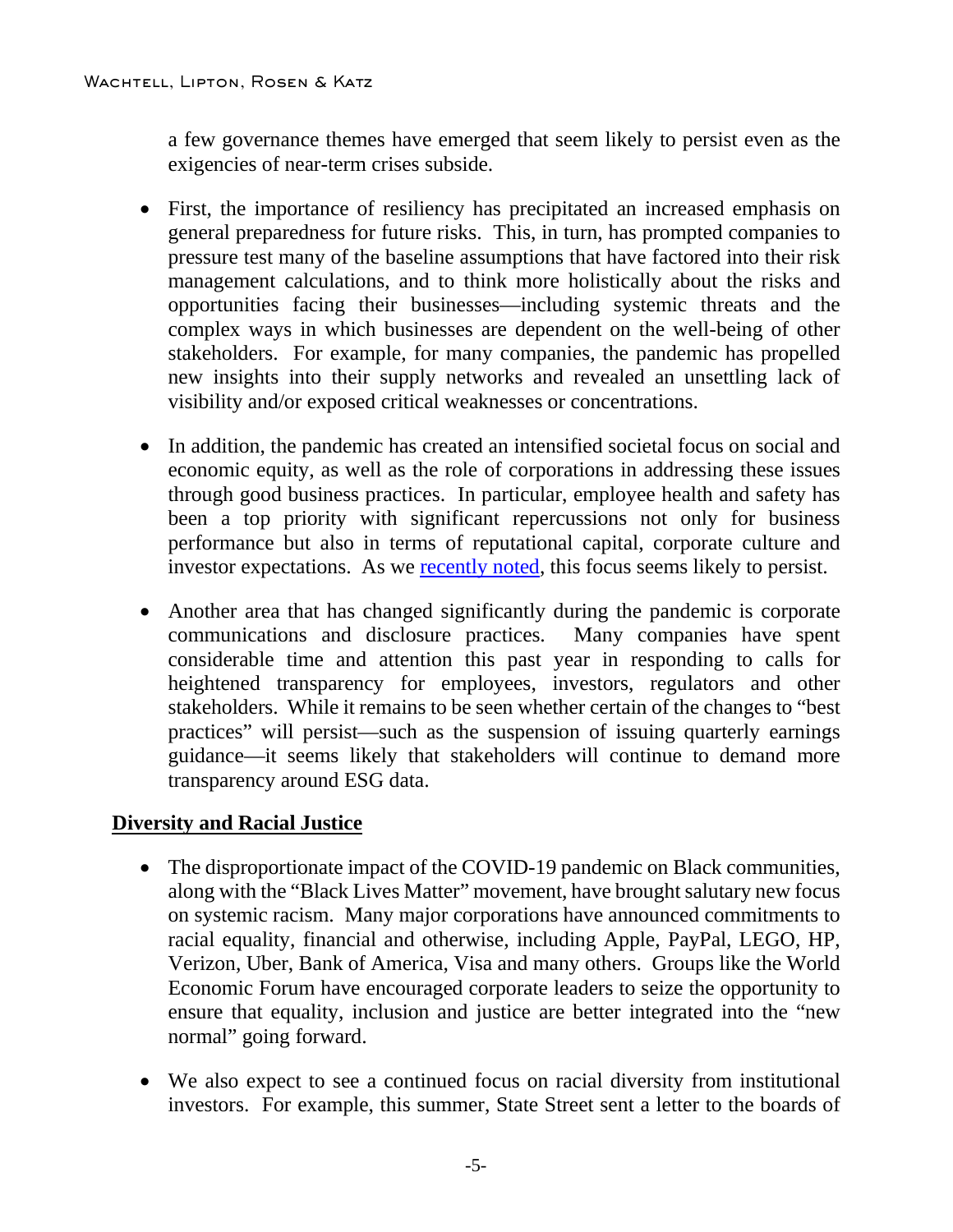a few governance themes have emerged that seem likely to persist even as the exigencies of near-term crises subside.

- First, the importance of resiliency has precipitated an increased emphasis on general preparedness for future risks. This, in turn, has prompted companies to pressure test many of the baseline assumptions that have factored into their risk management calculations, and to think more holistically about the risks and opportunities facing their businesses—including systemic threats and the complex ways in which businesses are dependent on the well-being of other stakeholders. For example, for many companies, the pandemic has propelled new insights into their supply networks and revealed an unsettling lack of visibility and/or exposed critical weaknesses or concentrations.

- In addition, the pandemic has created an intensified societal focus on social and economic equity, as well as the role of corporations in addressing these issues through good business practices. In particular, employee health and safety has been a top priority with significant repercussions not only for business performance but also in terms of reputational capital, corporate culture and investor expectations. As we recently noted, this focus seems likely to persist.

- Another area that has changed significantly during the pandemic is corporate communications and disclosure practices. Many companies have spent considerable time and attention this past year in responding to calls for heightened transparency for employees, investors, regulators and other stakeholders. While it remains to be seen whether certain of the changes to "best practices" will persist—such as the suspension of issuing quarterly earnings guidance—it seems likely that stakeholders will continue to demand more transparency around ESG data.

## Diversity and Racial Justice

- The disproportionate impact of the COVID-19 pandemic on Black communities, along with the "Black Lives Matter" movement, have brought salutary new focus on systemic racism. Many major corporations have announced commitments to racial equality, financial and otherwise, including Apple, PayPal, LEGO, HP, Verizon, Uber, Bank of America, Visa and many others. Groups like the World Economic Forum have encouraged corporate leaders to seize the opportunity to ensure that equality, inclusion and justice are better integrated into the "new normal" going forward.

- We also expect to see a continued focus on racial diversity from institutional investors. For example, this summer, State Street sent a letter to the boards of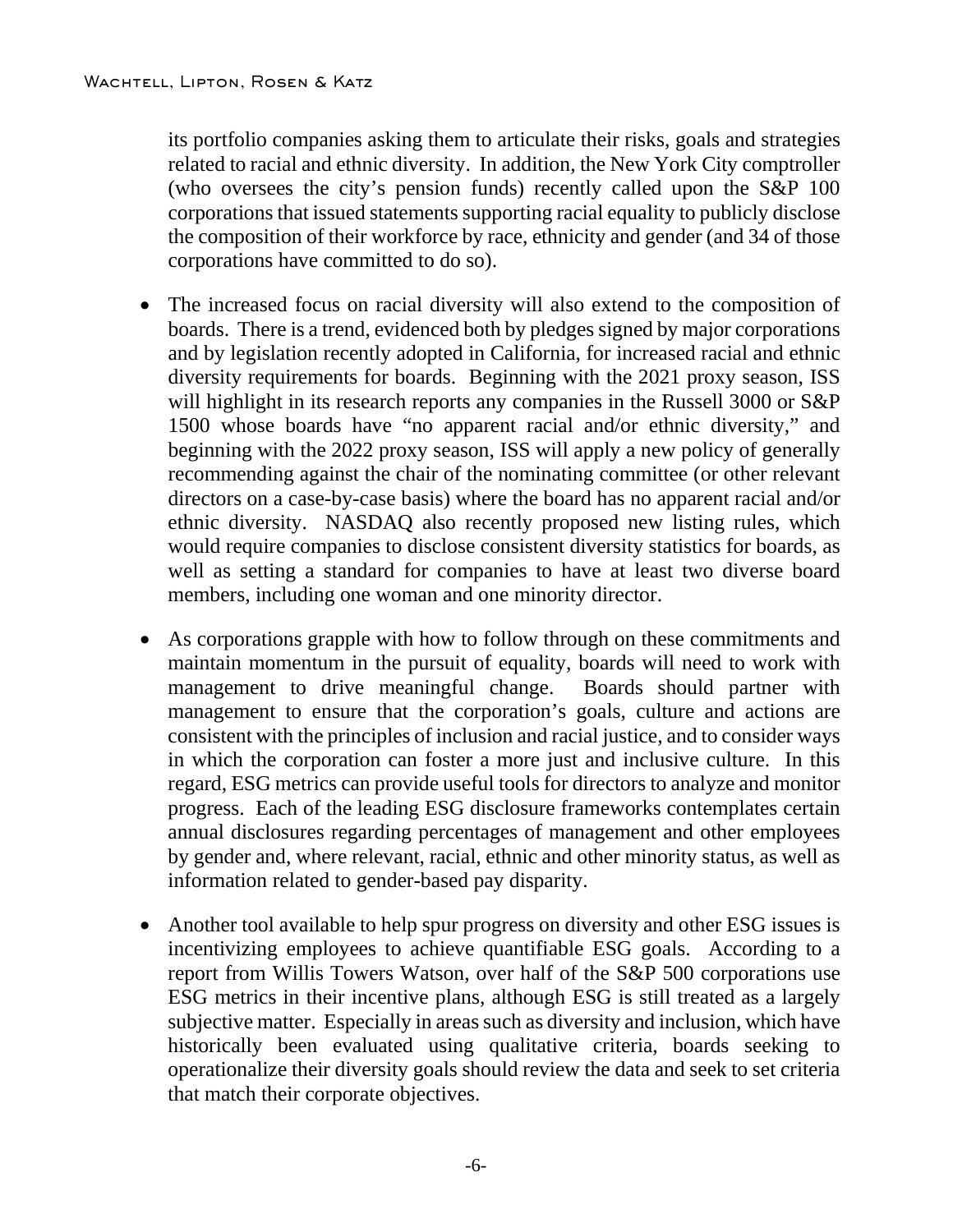its portfolio companies asking them to articulate their risks, goals and strategies related to racial and ethnic diversity. In addition, the New York City comptroller (who oversees the city's pension funds) recently called upon the S&P 100 corporations that issued statements supporting racial equality to publicly disclose the composition of their workforce by race, ethnicity and gender (and 34 of those corporations have committed to do so).

- The increased focus on racial diversity will also extend to the composition of boards. There is a trend, evidenced both by pledges signed by major corporations and by legislation recently adopted in California, for increased racial and ethnic diversity requirements for boards. Beginning with the 2021 proxy season, ISS will highlight in its research reports any companies in the Russell 3000 or S&P 1500 whose boards have "no apparent racial and/or ethnic diversity," and beginning with the 2022 proxy season, ISS will apply a new policy of generally recommending against the chair of the nominating committee (or other relevant directors on a case-by-case basis) where the board has no apparent racial and/or ethnic diversity. NASDAQ also recently proposed new listing rules, which would require companies to disclose consistent diversity statistics for boards, as well as setting a standard for companies to have at least two diverse board members, including one woman and one minority director.

- As corporations grapple with how to follow through on these commitments and maintain momentum in the pursuit of equality, boards will need to work with management to drive meaningful change. Boards should partner with management to ensure that the corporation's goals, culture and actions are consistent with the principles of inclusion and racial justice, and to consider ways in which the corporation can foster a more just and inclusive culture. In this regard, ESG metrics can provide useful tools for directors to analyze and monitor progress. Each of the leading ESG disclosure frameworks contemplates certain annual disclosures regarding percentages of management and other employees by gender and, where relevant, racial, ethnic and other minority status, as well as information related to gender-based pay disparity.

- Another tool available to help spur progress on diversity and other ESG issues is incentivizing employees to achieve quantifiable ESG goals. According to a report from Willis Towers Watson, over half of the S&P 500 corporations use ESG metrics in their incentive plans, although ESG is still treated as a largely subjective matter. Especially in areas such as diversity and inclusion, which have historically been evaluated using qualitative criteria, boards seeking to operationalize their diversity goals should review the data and seek to set criteria that match their corporate objectives.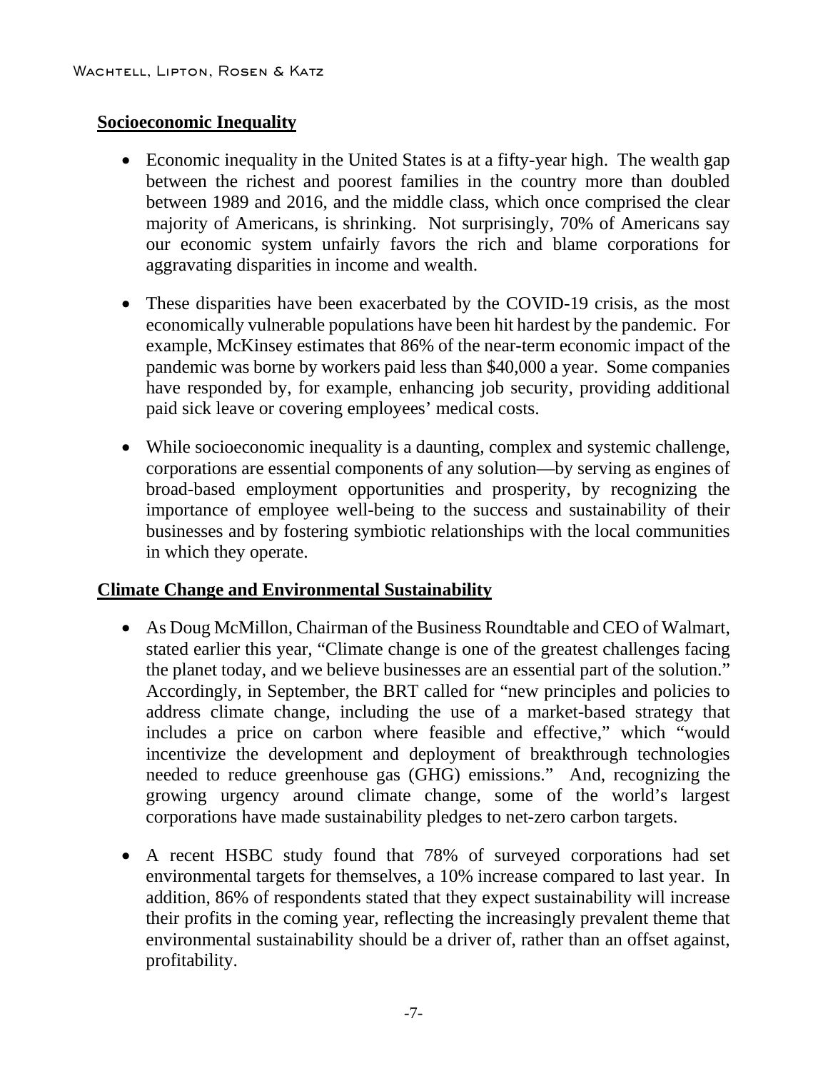**Socioeconomic Inequality**

- Economic inequality in the United States is at a fifty-year high. The wealth gap between the richest and poorest families in the country more than doubled between 1989 and 2016, and the middle class, which once comprised the clear majority of Americans, is shrinking. Not surprisingly, 70% of Americans say our economic system unfairly favors the rich and blame corporations for aggravating disparities in income and wealth.

- These disparities have been exacerbated by the COVID-19 crisis, as the most economically vulnerable populations have been hit hardest by the pandemic. For example, McKinsey estimates that 86% of the near-term economic impact of the pandemic was borne by workers paid less than $40,000 a year. Some companies have responded by, for example, enhancing job security, providing additional paid sick leave or covering employees' medical costs.

- While socioeconomic inequality is a daunting, complex and systemic challenge, corporations are essential components of any solution—by serving as engines of broad-based employment opportunities and prosperity, by recognizing the importance of employee well-being to the success and sustainability of their businesses and by fostering symbiotic relationships with the local communities in which they operate.

**Climate Change and Environmental Sustainability**

- As Doug McMillon, Chairman of the Business Roundtable and CEO of Walmart, stated earlier this year, "Climate change is one of the greatest challenges facing the planet today, and we believe businesses are an essential part of the solution." Accordingly, in September, the BRT called for "new principles and policies to address climate change, including the use of a market-based strategy that includes a price on carbon where feasible and effective," which "would incentivize the development and deployment of breakthrough technologies needed to reduce greenhouse gas (GHG) emissions." And, recognizing the growing urgency around climate change, some of the world's largest corporations have made sustainability pledges to net-zero carbon targets.

- A recent HSBC study found that 78% of surveyed corporations had set environmental targets for themselves, a 10% increase compared to last year. In addition, 86% of respondents stated that they expect sustainability will increase their profits in the coming year, reflecting the increasingly prevalent theme that environmental sustainability should be a driver of, rather than an offset against, profitability.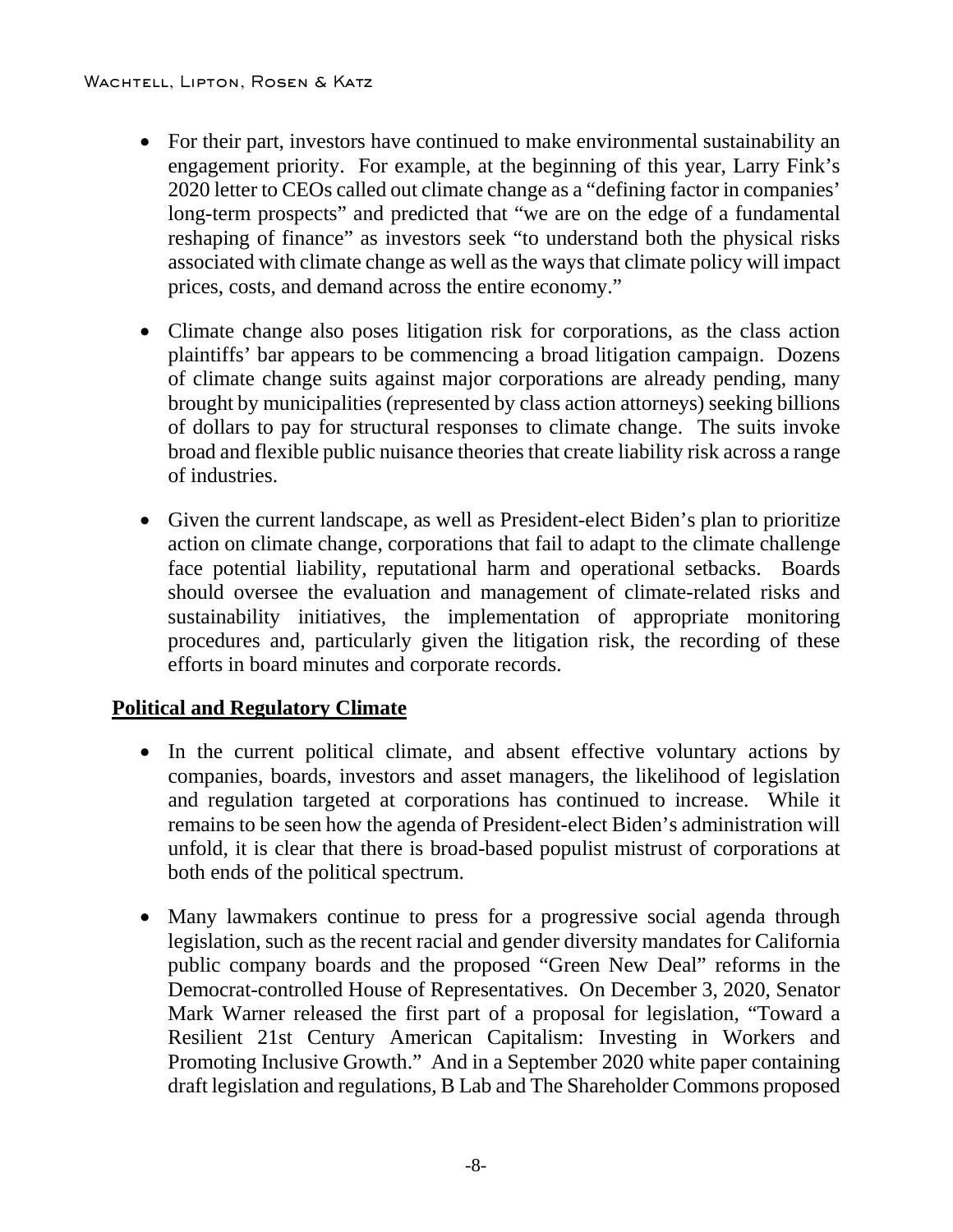- For their part, investors have continued to make environmental sustainability an engagement priority. For example, at the beginning of this year, Larry Fink's 2020 letter to CEOs called out climate change as a "defining factor in companies' long-term prospects" and predicted that "we are on the edge of a fundamental reshaping of finance" as investors seek "to understand both the physical risks associated with climate change as well as the ways that climate policy will impact prices, costs, and demand across the entire economy."

- Climate change also poses litigation risk for corporations, as the class action plaintiffs' bar appears to be commencing a broad litigation campaign. Dozens of climate change suits against major corporations are already pending, many brought by municipalities (represented by class action attorneys) seeking billions of dollars to pay for structural responses to climate change. The suits invoke broad and flexible public nuisance theories that create liability risk across a range of industries.

- Given the current landscape, as well as President-elect Biden's plan to prioritize action on climate change, corporations that fail to adapt to the climate challenge face potential liability, reputational harm and operational setbacks. Boards should oversee the evaluation and management of climate-related risks and sustainability initiatives, the implementation of appropriate monitoring procedures and, particularly given the litigation risk, the recording of these efforts in board minutes and corporate records.

## Political and Regulatory Climate

- In the current political climate, and absent effective voluntary actions by companies, boards, investors and asset managers, the likelihood of legislation and regulation targeted at corporations has continued to increase. While it remains to be seen how the agenda of President-elect Biden's administration will unfold, it is clear that there is broad-based populist mistrust of corporations at both ends of the political spectrum.

- Many lawmakers continue to press for a progressive social agenda through legislation, such as the recent racial and gender diversity mandates for California public company boards and the proposed "Green New Deal" reforms in the Democrat-controlled House of Representatives. On December 3, 2020, Senator Mark Warner released the first part of a proposal for legislation, "Toward a Resilient 21st Century American Capitalism: Investing in Workers and Promoting Inclusive Growth." And in a September 2020 white paper containing draft legislation and regulations, B Lab and The Shareholder Commons proposed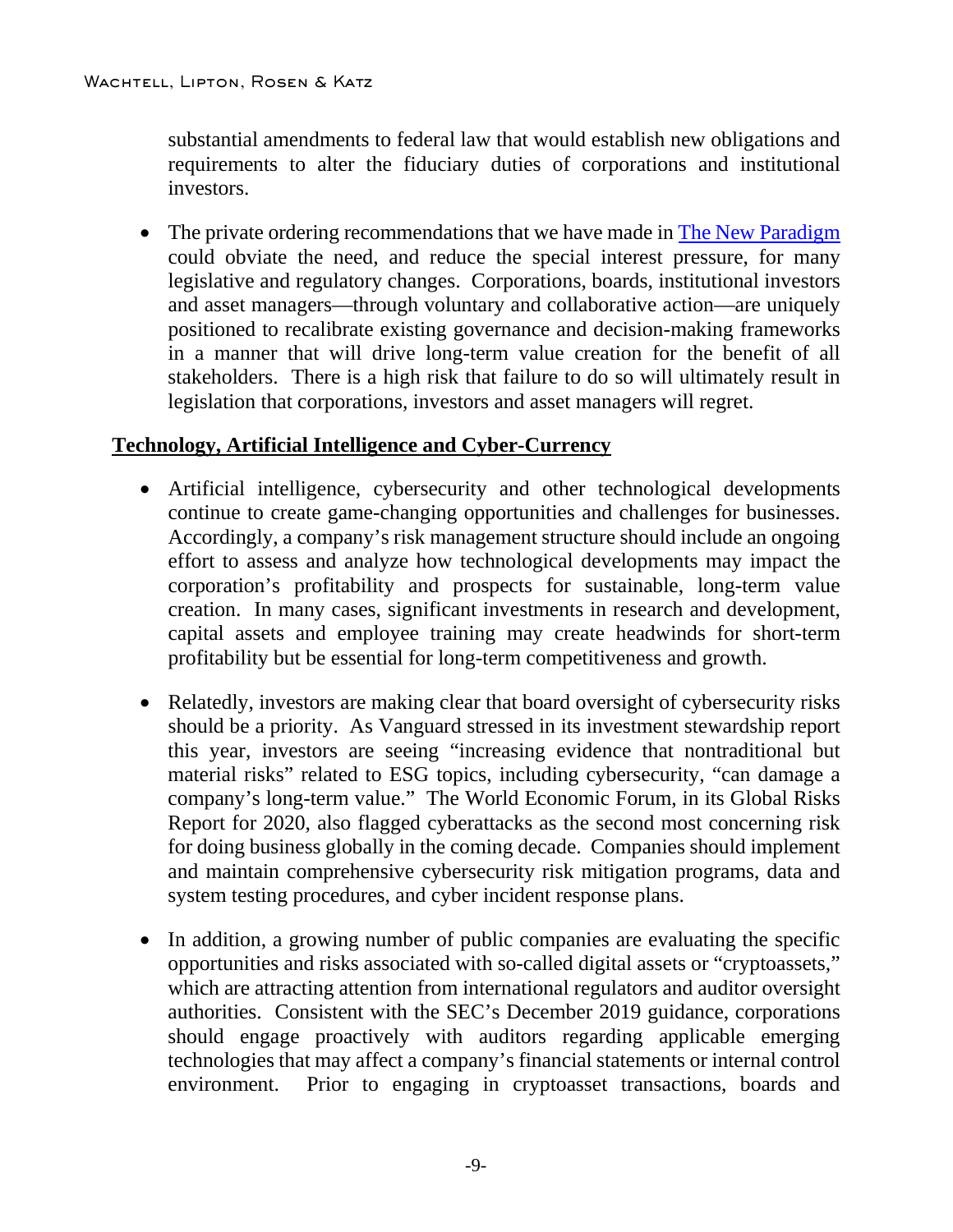substantial amendments to federal law that would establish new obligations and requirements to alter the fiduciary duties of corporations and institutional investors.

- The private ordering recommendations that we have made in [The New Paradigm](The New Paradigm) could obviate the need, and reduce the special interest pressure, for many legislative and regulatory changes. Corporations, boards, institutional investors and asset managers—through voluntary and collaborative action—are uniquely positioned to recalibrate existing governance and decision-making frameworks in a manner that will drive long-term value creation for the benefit of all stakeholders. There is a high risk that failure to do so will ultimately result in legislation that corporations, investors and asset managers will regret.

## Technology, Artificial Intelligence and Cyber-Currency

- Artificial intelligence, cybersecurity and other technological developments continue to create game-changing opportunities and challenges for businesses. Accordingly, a company's risk management structure should include an ongoing effort to assess and analyze how technological developments may impact the corporation's profitability and prospects for sustainable, long-term value creation. In many cases, significant investments in research and development, capital assets and employee training may create headwinds for short-term profitability but be essential for long-term competitiveness and growth.

- Relatedly, investors are making clear that board oversight of cybersecurity risks should be a priority. As Vanguard stressed in its investment stewardship report this year, investors are seeing "increasing evidence that nontraditional but material risks" related to ESG topics, including cybersecurity, "can damage a company's long-term value." The World Economic Forum, in its Global Risks Report for 2020, also flagged cyberattacks as the second most concerning risk for doing business globally in the coming decade. Companies should implement and maintain comprehensive cybersecurity risk mitigation programs, data and system testing procedures, and cyber incident response plans.

- In addition, a growing number of public companies are evaluating the specific opportunities and risks associated with so-called digital assets or "cryptoassets," which are attracting attention from international regulators and auditor oversight authorities. Consistent with the SEC's December 2019 guidance, corporations should engage proactively with auditors regarding applicable emerging technologies that may affect a company's financial statements or internal control environment. Prior to engaging in cryptoasset transactions, boards and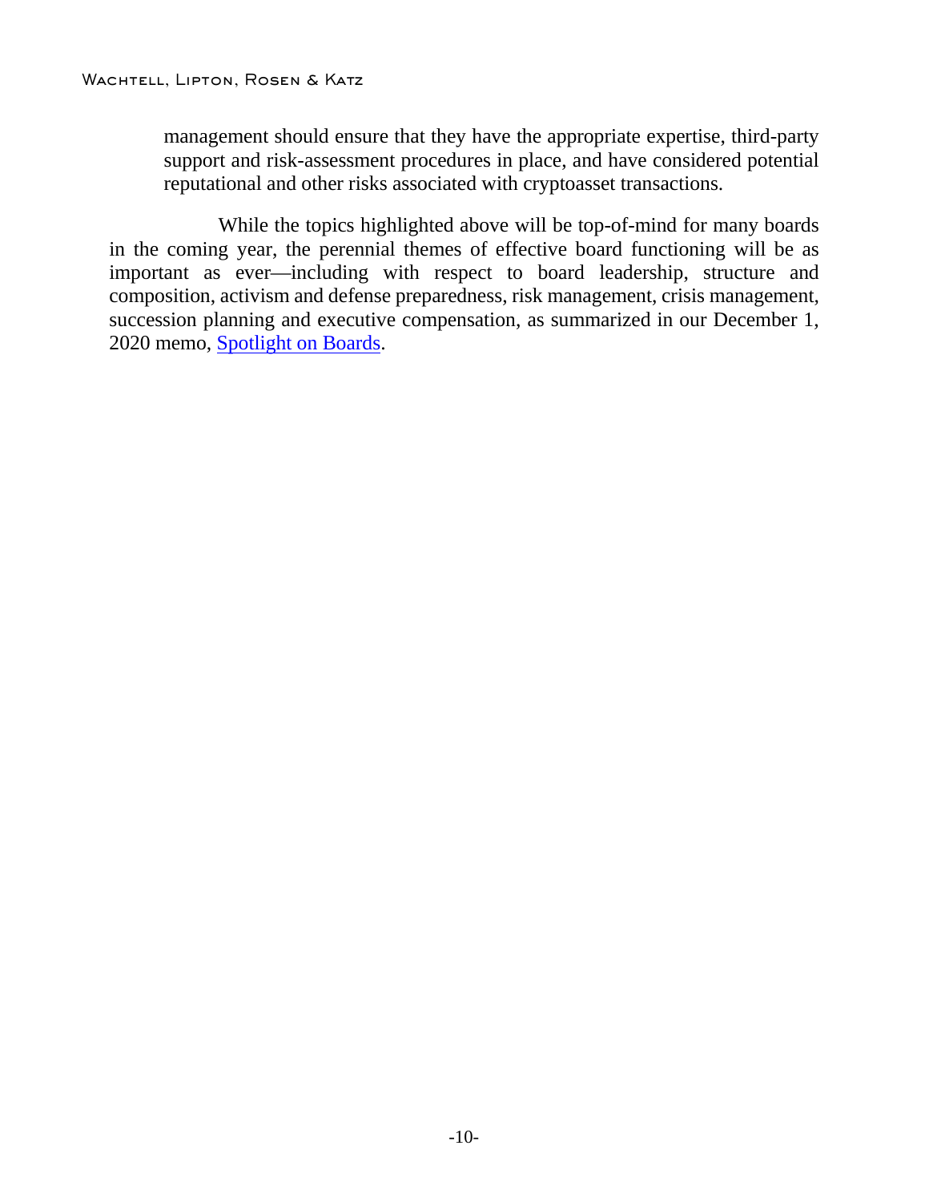management should ensure that they have the appropriate expertise, third-party support and risk-assessment procedures in place, and have considered potential reputational and other risks associated with cryptoasset transactions.

While the topics highlighted above will be top-of-mind for many boards in the coming year, the perennial themes of effective board functioning will be as important as ever—including with respect to board leadership, structure and composition, activism and defense preparedness, risk management, crisis management, succession planning and executive compensation, as summarized in our December 1, 2020 memo, Spotlight on Boards.